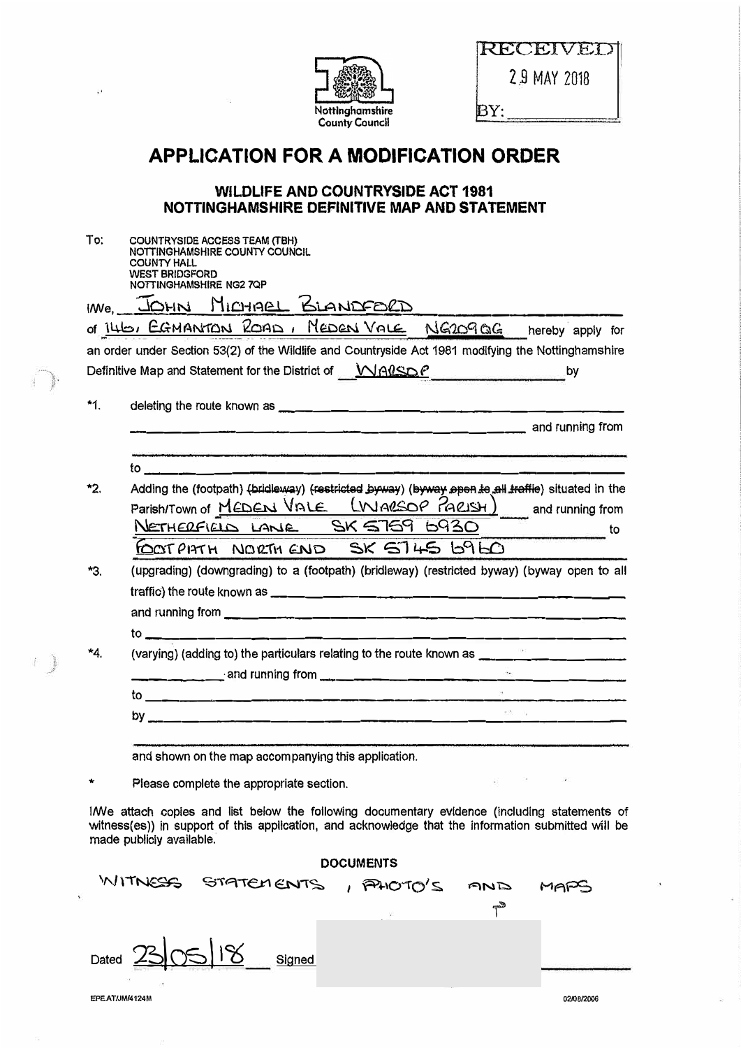Nottinghamshire County Council

RECEIVED
29 MAY 2018
BY:

# APPLICATION FOR A MODIFICATION ORDER

## WILDLIFE AND COUNTRYSIDE ACT 1981
## NOTTINGHAMSHIRE DEFINITIVE MAP AND STATEMENT

To: COUNTRYSIDE ACCESS TEAM (TBH)
NOTTINGHAMSHIRE COUNTY COUNCIL
COUNTY HALL
WEST BRIDGFORD
NOTTINGHAMSHIRE NG2 7QP

I/We, JOHN MICHAEL BLANDFORD
of 146, EGMANTON ROAD, MEDEN VALE NG20 9QG hereby apply for an order under Section 53(2) of the Wildlife and Countryside Act 1981 modifying the Nottinghamshire Definitive Map and Statement for the District of WARSOP by

*1. deleting the route known as ______________________________ and running from ______________________________ to ______________________________

*2. Adding the (footpath) ~~(bridleway)~~ ~~(restricted byway)~~ ~~(byway open to all traffic)~~ situated in the Parish/Town of MEDEN VALE (WARSOP PARISH) and running from NETHERFIELD LANE SK 5759 6930 to FOOTPATH NORTH END SK 5745 6960

*3. (upgrading) (downgrading) to a (footpath) (bridleway) (restricted byway) (byway open to all traffic) the route known as ______________________________ and running from ______________________________ to ______________________________

*4. (varying) (adding to) the particulars relating to the route known as ______________________________ and running from ______________________________ to ______________________________ by ______________________________

and shown on the map accompanying this application.

\* Please complete the appropriate section.

I/We attach copies and list below the following documentary evidence (including statements of witness(es)) in support of this application, and acknowledge that the information submitted will be made publicly available.

**DOCUMENTS**

WITNESS STATEMENTS, PHOTO'S AND MAPS

Dated 23/05/18 Signed

EPE.AT/JM/4124M 02/08/2006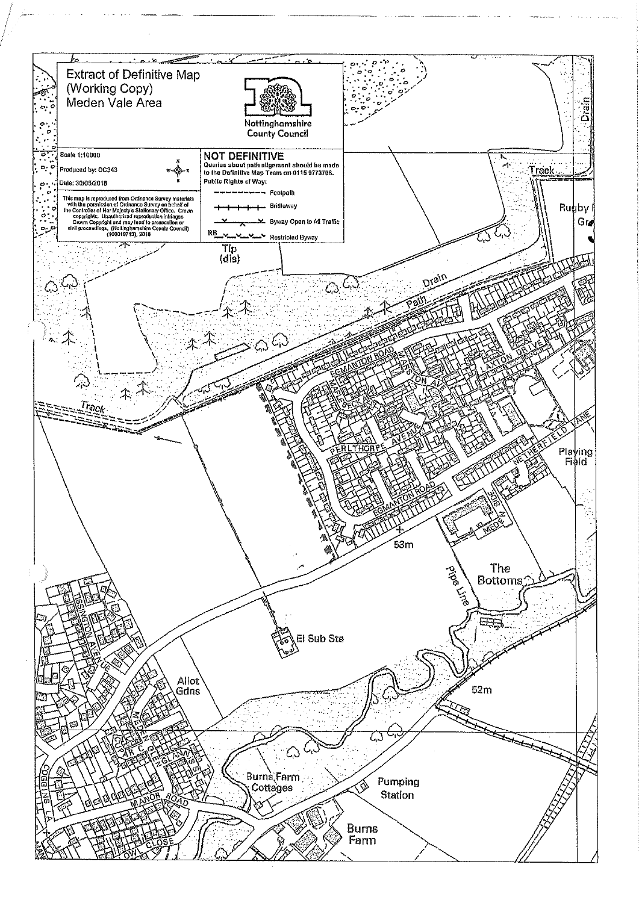# Extract of Definitive Map (Working Copy) Meden Vale Area

Nottinghamshire County Council

Scale 1:10000

Produced by: DC343

Date: 30/05/2018

This map is reproduced from Ordnance Survey materials with the permission of Ordnance Survey on behalf of the Controller of Her Majesty's Stationery Office. Crown copyrights. Unauthorised reproduction infringes Crown Copyright and may lead to prosecution or civil proceedings. (Nottinghamshire County Council) (100019713), 2018

**NOT DEFINITIVE**

Queries about path alignment should be made to the Definitive Map Team on 0115 9773768.

Public Rights of Way:

- Footpath
- Bridleway
- Byway Open to All Traffic
- RB Restricted Byway

Tip (dis)

Drain

Track

Rugby Gr

Drain

Path

EGMANTON ROAD

MARSTON AVE

LAXTON DRIVE

MAPLEBECK AV

PERLTHORPE AVENUE

NETHERFIELD LANE

Playing Field

EGMANTON ROAD

MEDEN SIDE

Track

53m

Pipe Line

The Bottoms

TISSINGTON AVENUE

El Sub Sta

Allot Gdns

52m

MEDEN GLEN

GLANNIS SQ

CUR C

MANOR ROAD

COGGINS LA

OWL CLOSE

Burns Farm Cottages

Pumping Station

Burns Farm